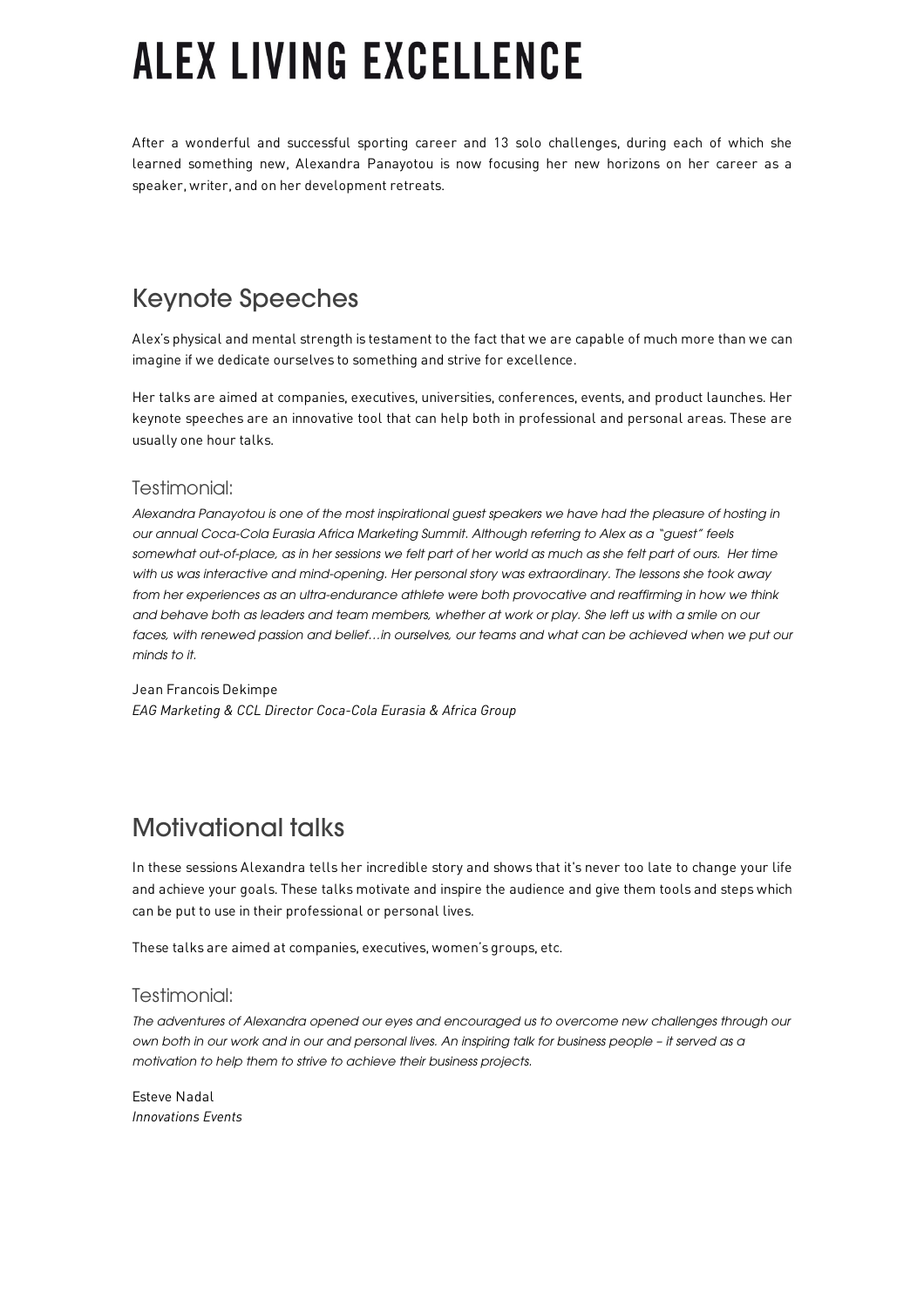# ALEX LIVING EXCELLENCE

After a wonderful and successful sporting career and 13 solo challenges, during each of which she learned something new, Alexandra Panayotou is now focusing her new horizons on her career as a speaker, writer, and on her development retreats.

## Keynote Speeches

Alex's physical and mental strength is testament to the fact that we are capable of much more than we can imagine if we dedicate ourselves to something and strive for excellence.

Her talks are aimed at companies, executives, universities, conferences, events, and product launches. Her keynote speeches are an innovative tool that can help both in professional and personal areas. These are usually one hour talks.

### Testimonial:

*Alexandra Panayotou is one of the most inspirational guest speakers we have had the pleasure of hosting in our annual Coca-Cola Eurasia Africa Marketing Summit. Although referring to Alex as a "guest" feels somewhat out-of-place, as in her sessions we felt part of her world as much as she felt part of ours. Her time with us was interactive and mind-opening. Her personal story was extraordinary. The lessons she took away from her experiences as an ultra-endurance athlete were both provocative and reaffirming in how we think and behave both as leaders and team members, whether at work or play. She left us with a smile on our faces, with renewed passion and belief…in ourselves, our teams and what can be achieved when we put our minds to it.*

Jean Francois Dekimpe
*EAG Marketing & CCL Director Coca-Cola Eurasia & Africa Group*

## Motivational talks

In these sessions Alexandra tells her incredible story and shows that it's never too late to change your life and achieve your goals. These talks motivate and inspire the audience and give them tools and steps which can be put to use in their professional or personal lives.

These talks are aimed at companies, executives, women's groups, etc.

### Testimonial:

*The adventures of Alexandra opened our eyes and encouraged us to overcome new challenges through our own both in our work and in our and personal lives. An inspiring talk for business people – it served as a motivation to help them to strive to achieve their business projects.*

Esteve Nadal
*Innovations Events*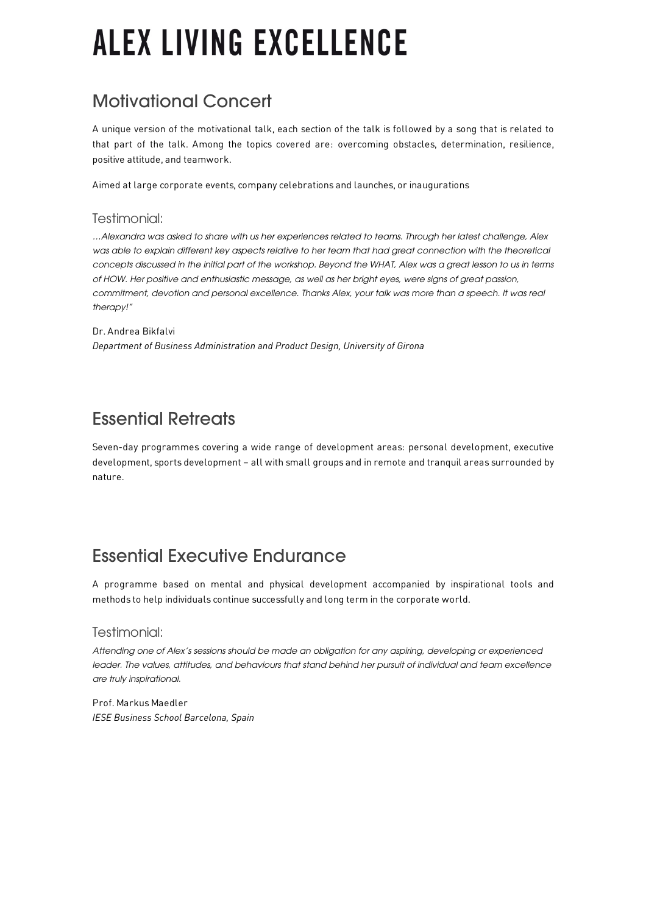# ALEX LIVING EXCELLENCE

## Motivational Concert

A unique version of the motivational talk, each section of the talk is followed by a song that is related to that part of the talk. Among the topics covered are: overcoming obstacles, determination, resilience, positive attitude, and teamwork.

Aimed at large corporate events, company celebrations and launches, or inaugurations

### Testimonial:

*…Alexandra was asked to share with us her experiences related to teams. Through her latest challenge, Alex was able to explain different key aspects relative to her team that had great connection with the theoretical concepts discussed in the initial part of the workshop. Beyond the WHAT, Alex was a great lesson to us in terms of HOW. Her positive and enthusiastic message, as well as her bright eyes, were signs of great passion, commitment, devotion and personal excellence. Thanks Alex, your talk was more than a speech. It was real therapy!"*

Dr. Andrea Bikfalvi
*Department of Business Administration and Product Design, University of Girona*

## Essential Retreats

Seven-day programmes covering a wide range of development areas: personal development, executive development, sports development – all with small groups and in remote and tranquil areas surrounded by nature.

## Essential Executive Endurance

A programme based on mental and physical development accompanied by inspirational tools and methods to help individuals continue successfully and long term in the corporate world.

### Testimonial:

*Attending one of Alex's sessions should be made an obligation for any aspiring, developing or experienced leader. The values, attitudes, and behaviours that stand behind her pursuit of individual and team excellence are truly inspirational.*

Prof. Markus Maedler
*IESE Business School Barcelona, Spain*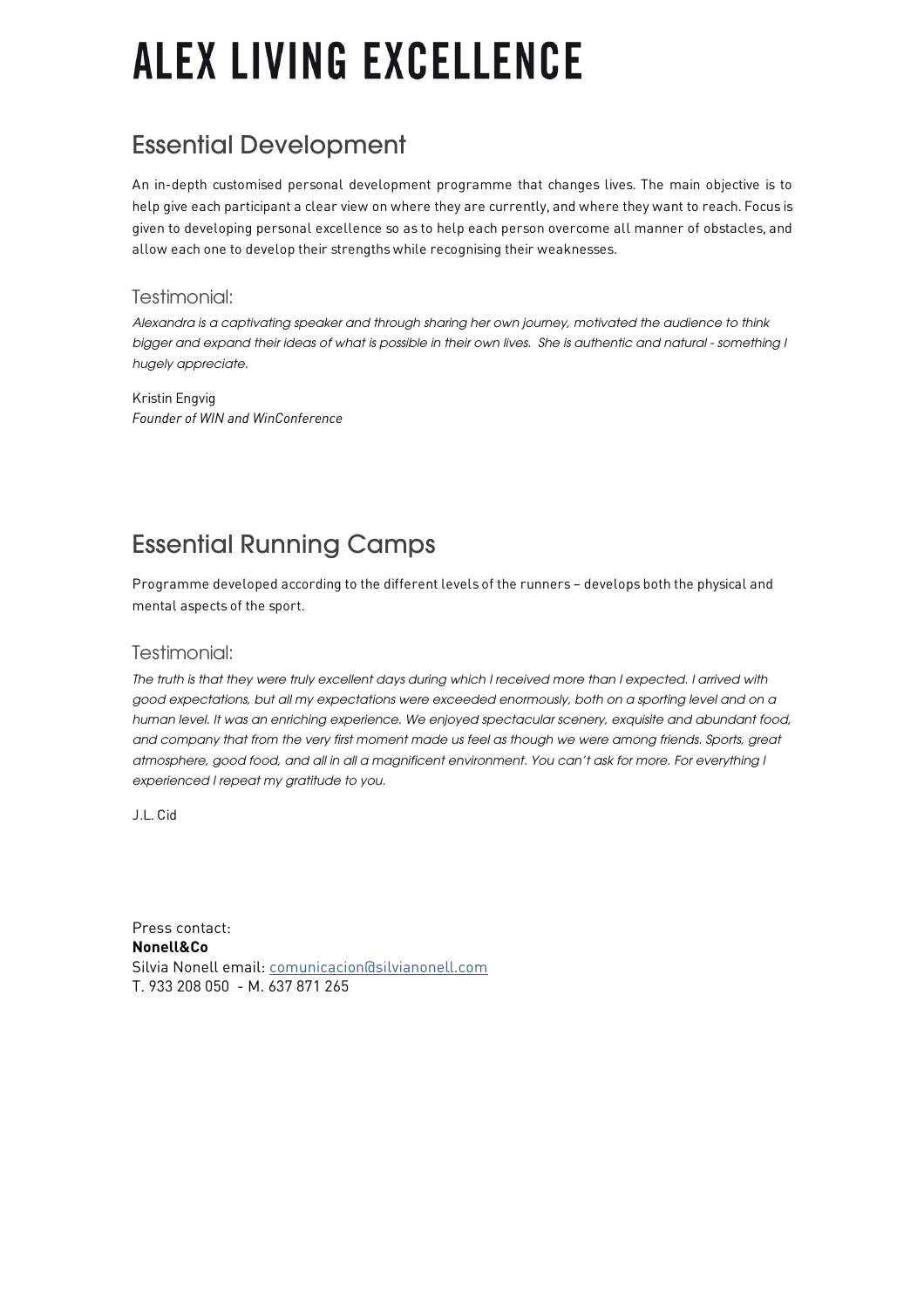# ALEX LIVING EXCELLENCE

## Essential Development

An in-depth customised personal development programme that changes lives. The main objective is to help give each participant a clear view on where they are currently, and where they want to reach. Focus is given to developing personal excellence so as to help each person overcome all manner of obstacles, and allow each one to develop their strengths while recognising their weaknesses.

### Testimonial:

*Alexandra is a captivating speaker and through sharing her own journey, motivated the audience to think bigger and expand their ideas of what is possible in their own lives. She is authentic and natural - something I hugely appreciate.*

Kristin Engvig
*Founder of WIN and WinConference*

## Essential Running Camps

Programme developed according to the different levels of the runners – develops both the physical and mental aspects of the sport.

### Testimonial:

*The truth is that they were truly excellent days during which I received more than I expected. I arrived with good expectations, but all my expectations were exceeded enormously, both on a sporting level and on a human level. It was an enriching experience. We enjoyed spectacular scenery, exquisite and abundant food, and company that from the very first moment made us feel as though we were among friends. Sports, great atmosphere, good food, and all in all a magnificent environment. You can't ask for more. For everything I experienced I repeat my gratitude to you.*

J.L. Cid

Press contact:
**Nonell&Co**
Silvia Nonell email: comunicacion@silvianonell.com
T. 933 208 050 - M. 637 871 265